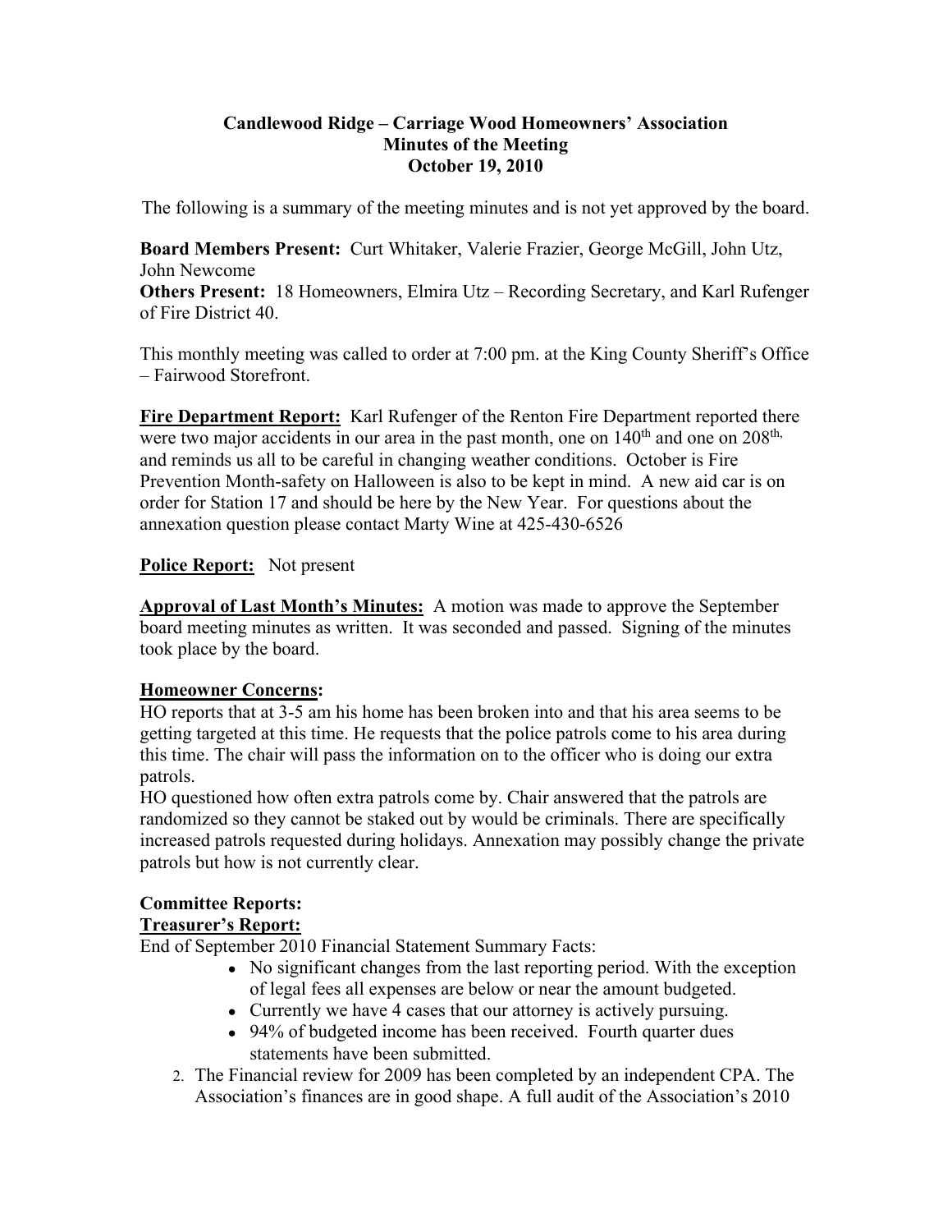**Candlewood Ridge – Carriage Wood Homeowners' Association**
**Minutes of the Meeting**
**October 19, 2010**

The following is a summary of the meeting minutes and is not yet approved by the board.

**Board Members Present:** Curt Whitaker, Valerie Frazier, George McGill, John Utz, John Newcome
**Others Present:** 18 Homeowners, Elmira Utz – Recording Secretary, and Karl Rufenger of Fire District 40.

This monthly meeting was called to order at 7:00 pm. at the King County Sheriff's Office – Fairwood Storefront.

**Fire Department Report:** Karl Rufenger of the Renton Fire Department reported there were two major accidents in our area in the past month, one on 140th and one on 208th, and reminds us all to be careful in changing weather conditions. October is Fire Prevention Month-safety on Halloween is also to be kept in mind. A new aid car is on order for Station 17 and should be here by the New Year. For questions about the annexation question please contact Marty Wine at 425-430-6526

**Police Report:** Not present

**Approval of Last Month's Minutes:** A motion was made to approve the September board meeting minutes as written. It was seconded and passed. Signing of the minutes took place by the board.

**Homeowner Concerns:**
HO reports that at 3-5 am his home has been broken into and that his area seems to be getting targeted at this time. He requests that the police patrols come to his area during this time. The chair will pass the information on to the officer who is doing our extra patrols.
HO questioned how often extra patrols come by. Chair answered that the patrols are randomized so they cannot be staked out by would be criminals. There are specifically increased patrols requested during holidays. Annexation may possibly change the private patrols but how is not currently clear.

**Committee Reports:**
**Treasurer's Report:**
End of September 2010 Financial Statement Summary Facts:

- No significant changes from the last reporting period. With the exception of legal fees all expenses are below or near the amount budgeted.
- Currently we have 4 cases that our attorney is actively pursuing.
- 94% of budgeted income has been received. Fourth quarter dues statements have been submitted.

2. The Financial review for 2009 has been completed by an independent CPA. The Association's finances are in good shape. A full audit of the Association's 2010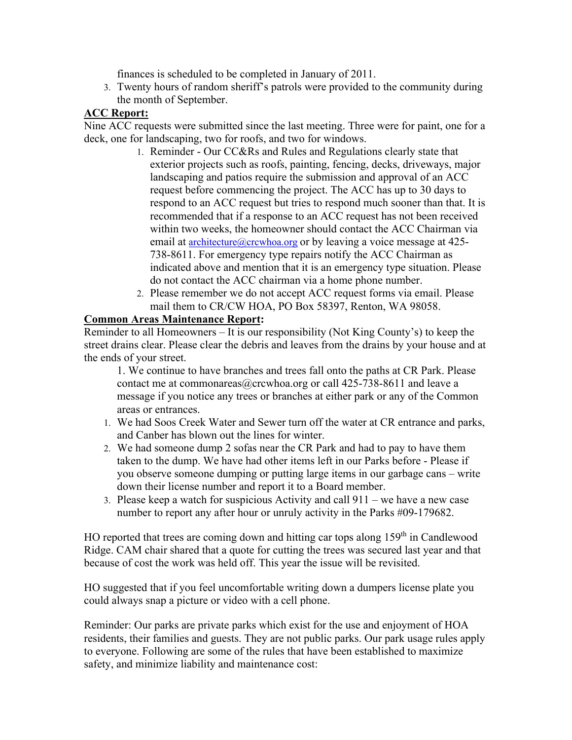finances is scheduled to be completed in January of 2011.

3. Twenty hours of random sheriff's patrols were provided to the community during the month of September.

**ACC Report:**

Nine ACC requests were submitted since the last meeting. Three were for paint, one for a deck, one for landscaping, two for roofs, and two for windows.

1. Reminder - Our CC&Rs and Rules and Regulations clearly state that exterior projects such as roofs, painting, fencing, decks, driveways, major landscaping and patios require the submission and approval of an ACC request before commencing the project. The ACC has up to 30 days to respond to an ACC request but tries to respond much sooner than that. It is recommended that if a response to an ACC request has not been received within two weeks, the homeowner should contact the ACC Chairman via email at architecture@crcwhoa.org or by leaving a voice message at 425-738-8611. For emergency type repairs notify the ACC Chairman as indicated above and mention that it is an emergency type situation. Please do not contact the ACC chairman via a home phone number.
2. Please remember we do not accept ACC request forms via email. Please mail them to CR/CW HOA, PO Box 58397, Renton, WA 98058.

**Common Areas Maintenance Report:**

Reminder to all Homeowners – It is our responsibility (Not King County's) to keep the street drains clear. Please clear the debris and leaves from the drains by your house and at the ends of your street.

1. We continue to have branches and trees fall onto the paths at CR Park. Please contact me at commonareas@crcwhoa.org or call 425-738-8611 and leave a message if you notice any trees or branches at either park or any of the Common areas or entrances.

1. We had Soos Creek Water and Sewer turn off the water at CR entrance and parks, and Canber has blown out the lines for winter.
2. We had someone dump 2 sofas near the CR Park and had to pay to have them taken to the dump. We have had other items left in our Parks before - Please if you observe someone dumping or putting large items in our garbage cans – write down their license number and report it to a Board member.
3. Please keep a watch for suspicious Activity and call 911 – we have a new case number to report any after hour or unruly activity in the Parks #09-179682.

HO reported that trees are coming down and hitting car tops along 159th in Candlewood Ridge. CAM chair shared that a quote for cutting the trees was secured last year and that because of cost the work was held off. This year the issue will be revisited.

HO suggested that if you feel uncomfortable writing down a dumpers license plate you could always snap a picture or video with a cell phone.

Reminder: Our parks are private parks which exist for the use and enjoyment of HOA residents, their families and guests. They are not public parks. Our park usage rules apply to everyone. Following are some of the rules that have been established to maximize safety, and minimize liability and maintenance cost: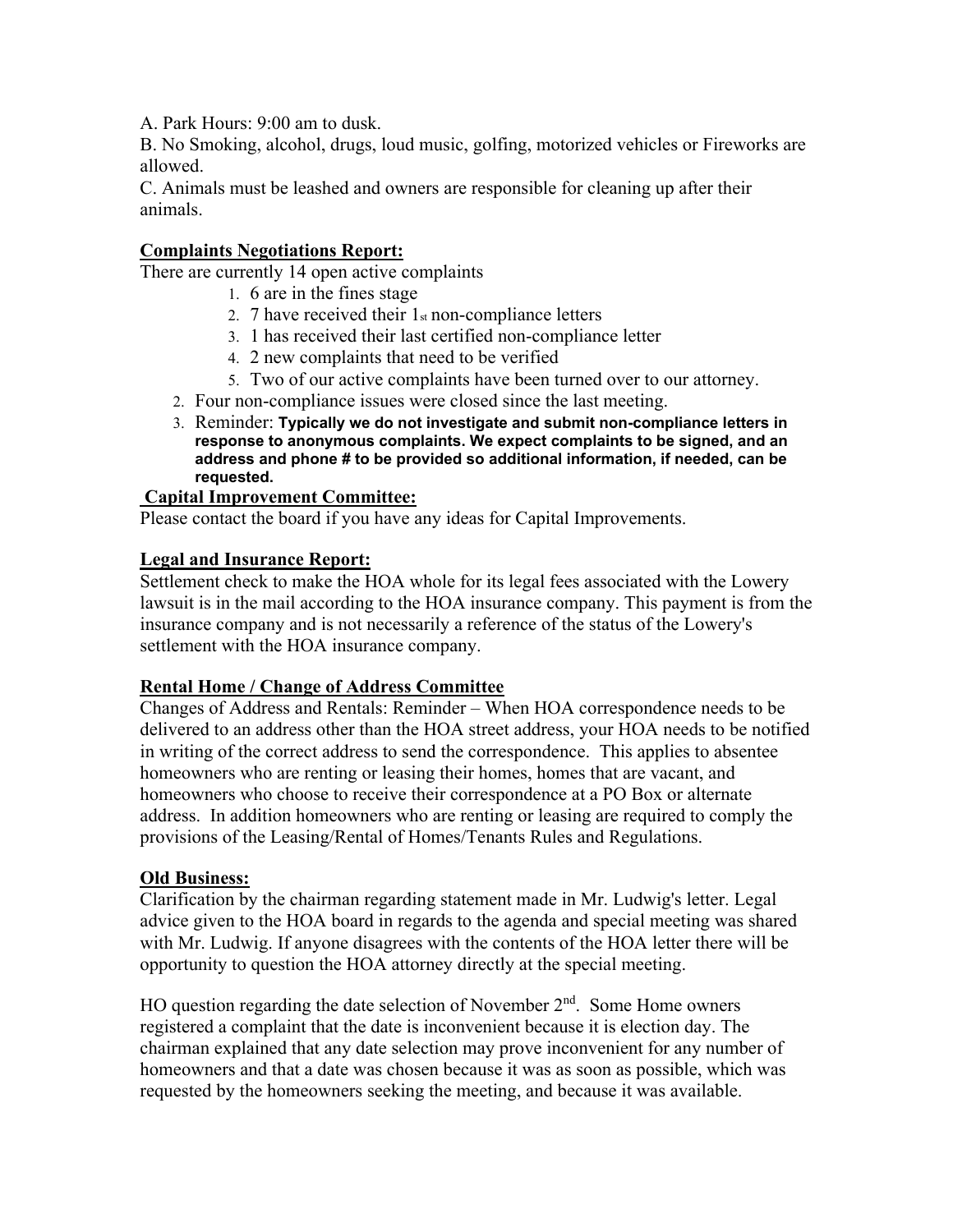A. Park Hours: 9:00 am to dusk.
B. No Smoking, alcohol, drugs, loud music, golfing, motorized vehicles or Fireworks are allowed.
C. Animals must be leashed and owners are responsible for cleaning up after their animals.

**Complaints Negotiations Report:**
There are currently 14 open active complaints

1. 6 are in the fines stage
2. 7 have received their 1st non-compliance letters
3. 1 has received their last certified non-compliance letter
4. 2 new complaints that need to be verified
5. Two of our active complaints have been turned over to our attorney.

2. Four non-compliance issues were closed since the last meeting.
3. Reminder: **Typically we do not investigate and submit non-compliance letters in response to anonymous complaints. We expect complaints to be signed, and an address and phone # to be provided so additional information, if needed, can be requested.**

**Capital Improvement Committee:**
Please contact the board if you have any ideas for Capital Improvements.

**Legal and Insurance Report:**
Settlement check to make the HOA whole for its legal fees associated with the Lowery lawsuit is in the mail according to the HOA insurance company. This payment is from the insurance company and is not necessarily a reference of the status of the Lowery's settlement with the HOA insurance company.

**Rental Home / Change of Address Committee**
Changes of Address and Rentals: Reminder – When HOA correspondence needs to be delivered to an address other than the HOA street address, your HOA needs to be notified in writing of the correct address to send the correspondence. This applies to absentee homeowners who are renting or leasing their homes, homes that are vacant, and homeowners who choose to receive their correspondence at a PO Box or alternate address. In addition homeowners who are renting or leasing are required to comply the provisions of the Leasing/Rental of Homes/Tenants Rules and Regulations.

**Old Business:**
Clarification by the chairman regarding statement made in Mr. Ludwig's letter. Legal advice given to the HOA board in regards to the agenda and special meeting was shared with Mr. Ludwig. If anyone disagrees with the contents of the HOA letter there will be opportunity to question the HOA attorney directly at the special meeting.

HO question regarding the date selection of November 2nd. Some Home owners registered a complaint that the date is inconvenient because it is election day. The chairman explained that any date selection may prove inconvenient for any number of homeowners and that a date was chosen because it was as soon as possible, which was requested by the homeowners seeking the meeting, and because it was available.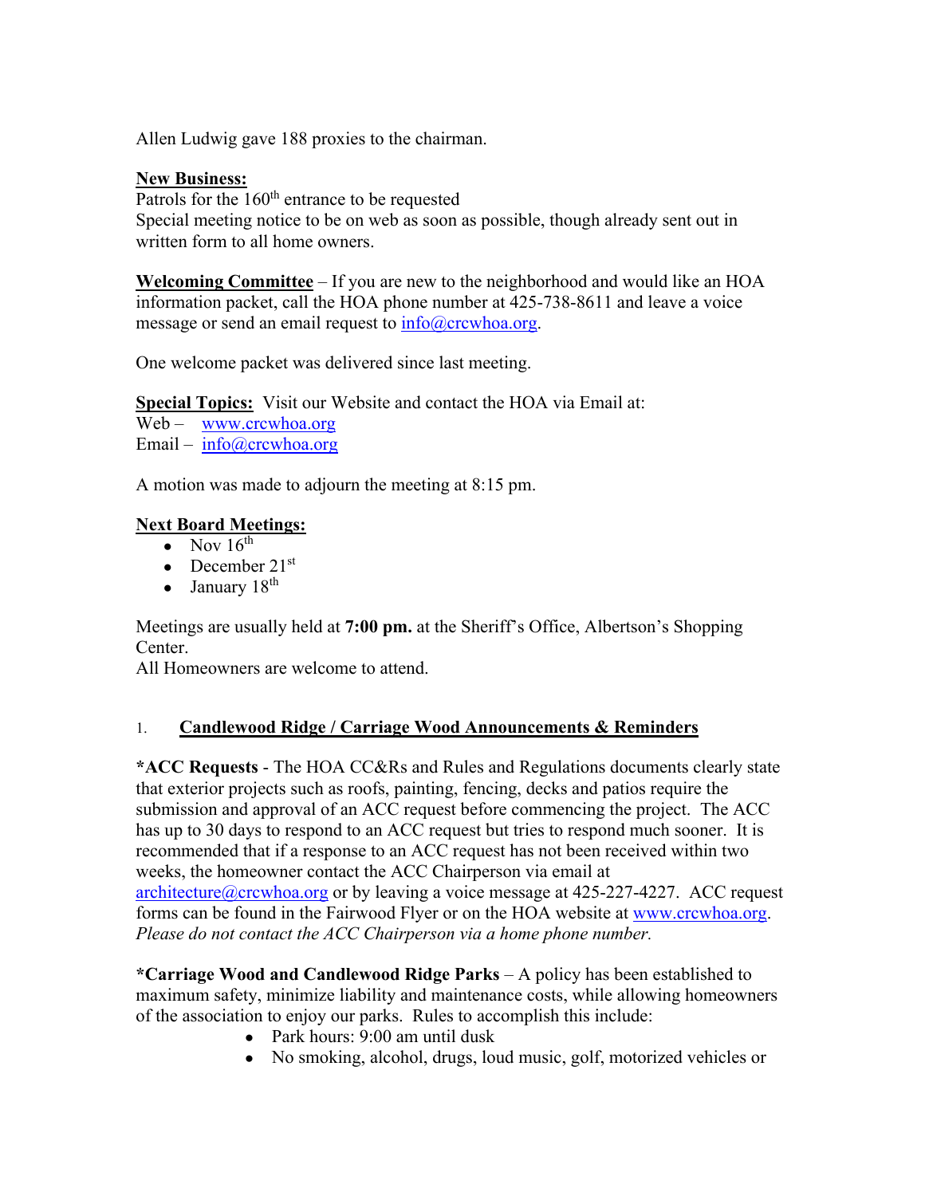Allen Ludwig gave 188 proxies to the chairman.

**New Business:**
Patrols for the 160th entrance to be requested
Special meeting notice to be on web as soon as possible, though already sent out in written form to all home owners.

**Welcoming Committee** – If you are new to the neighborhood and would like an HOA information packet, call the HOA phone number at 425-738-8611 and leave a voice message or send an email request to info@crcwhoa.org.

One welcome packet was delivered since last meeting.

**Special Topics:** Visit our Website and contact the HOA via Email at:
Web – www.crcwhoa.org
Email – info@crcwhoa.org

A motion was made to adjourn the meeting at 8:15 pm.

**Next Board Meetings:**

- Nov 16th
- December 21st
- January 18th

Meetings are usually held at **7:00 pm.** at the Sheriff's Office, Albertson's Shopping Center.
All Homeowners are welcome to attend.

## 1. Candlewood Ridge / Carriage Wood Announcements & Reminders

***ACC Requests** - The HOA CC&Rs and Rules and Regulations documents clearly state that exterior projects such as roofs, painting, fencing, decks and patios require the submission and approval of an ACC request before commencing the project. The ACC has up to 30 days to respond to an ACC request but tries to respond much sooner. It is recommended that if a response to an ACC request has not been received within two weeks, the homeowner contact the ACC Chairperson via email at architecture@crcwhoa.org or by leaving a voice message at 425-227-4227. ACC request forms can be found in the Fairwood Flyer or on the HOA website at www.crcwhoa.org. *Please do not contact the ACC Chairperson via a home phone number.*

***Carriage Wood and Candlewood Ridge Parks** – A policy has been established to maximum safety, minimize liability and maintenance costs, while allowing homeowners of the association to enjoy our parks. Rules to accomplish this include:

- Park hours: 9:00 am until dusk
- No smoking, alcohol, drugs, loud music, golf, motorized vehicles or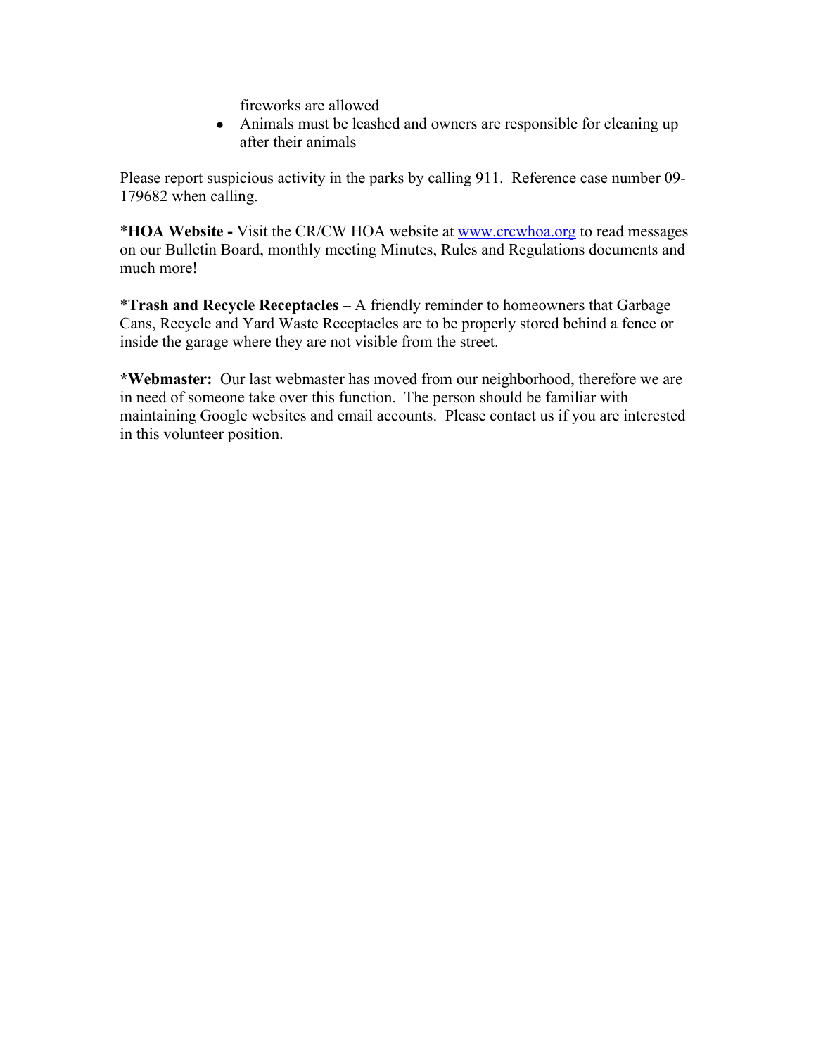fireworks are allowed
- Animals must be leashed and owners are responsible for cleaning up after their animals

Please report suspicious activity in the parks by calling 911. Reference case number 09-179682 when calling.

***HOA Website -** Visit the CR/CW HOA website at [www.crcwhoa.org](http://www.crcwhoa.org) to read messages on our Bulletin Board, monthly meeting Minutes, Rules and Regulations documents and much more!

***Trash and Recycle Receptacles –** A friendly reminder to homeowners that Garbage Cans, Recycle and Yard Waste Receptacles are to be properly stored behind a fence or inside the garage where they are not visible from the street.

***Webmaster:** Our last webmaster has moved from our neighborhood, therefore we are in need of someone take over this function. The person should be familiar with maintaining Google websites and email accounts. Please contact us if you are interested in this volunteer position.